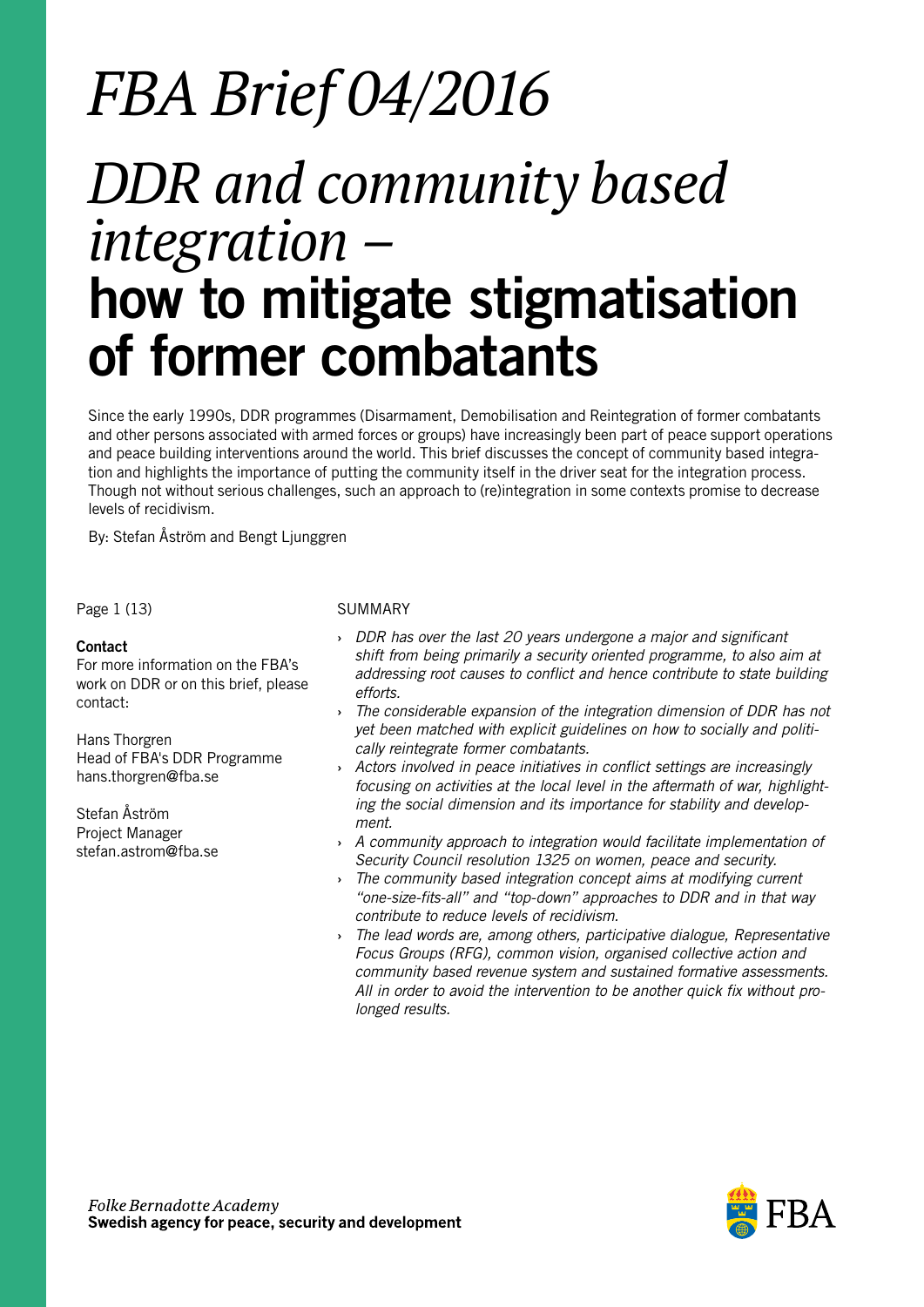# *FBA Brief 04/2016*

# *DDR and community based integration –* how to mitigate stigmatisation of former combatants

Since the early 1990s, DDR programmes (Disarmament, Demobilisation and Reintegration of former combatants and other persons associated with armed forces or groups) have increasingly been part of peace support operations and peace building interventions around the world. This brief discusses the concept of community based integration and highlights the importance of putting the community itself in the driver seat for the integration process. Though not without serious challenges, such an approach to (re)integration in some contexts promise to decrease levels of recidivism.

By: Stefan Åström and Bengt Ljunggren

**Contact**

For more information on the FBA's work on DDR or on this brief, please contact:

Hans Thorgren
Head of FBA's DDR Programme
hans.thorgren@fba.se

Stefan Åström
Project Manager
stefan.astrom@fba.se

SUMMARY

- *DDR has over the last 20 years undergone a major and significant shift from being primarily a security oriented programme, to also aim at addressing root causes to conflict and hence contribute to state building efforts.*
- *The considerable expansion of the integration dimension of DDR has not yet been matched with explicit guidelines on how to socially and politically reintegrate former combatants.*
- *Actors involved in peace initiatives in conflict settings are increasingly focusing on activities at the local level in the aftermath of war, highlighting the social dimension and its importance for stability and development.*
- *A community approach to integration would facilitate implementation of Security Council resolution 1325 on women, peace and security.*
- *The community based integration concept aims at modifying current "one-size-fits-all" and "top-down" approaches to DDR and in that way contribute to reduce levels of recidivism.*
- *The lead words are, among others, participative dialogue, Representative Focus Groups (RFG), common vision, organised collective action and community based revenue system and sustained formative assessments. All in order to avoid the intervention to be another quick fix without prolonged results.*

*Folke Bernadotte Academy*
**Swedish agency for peace, security and development**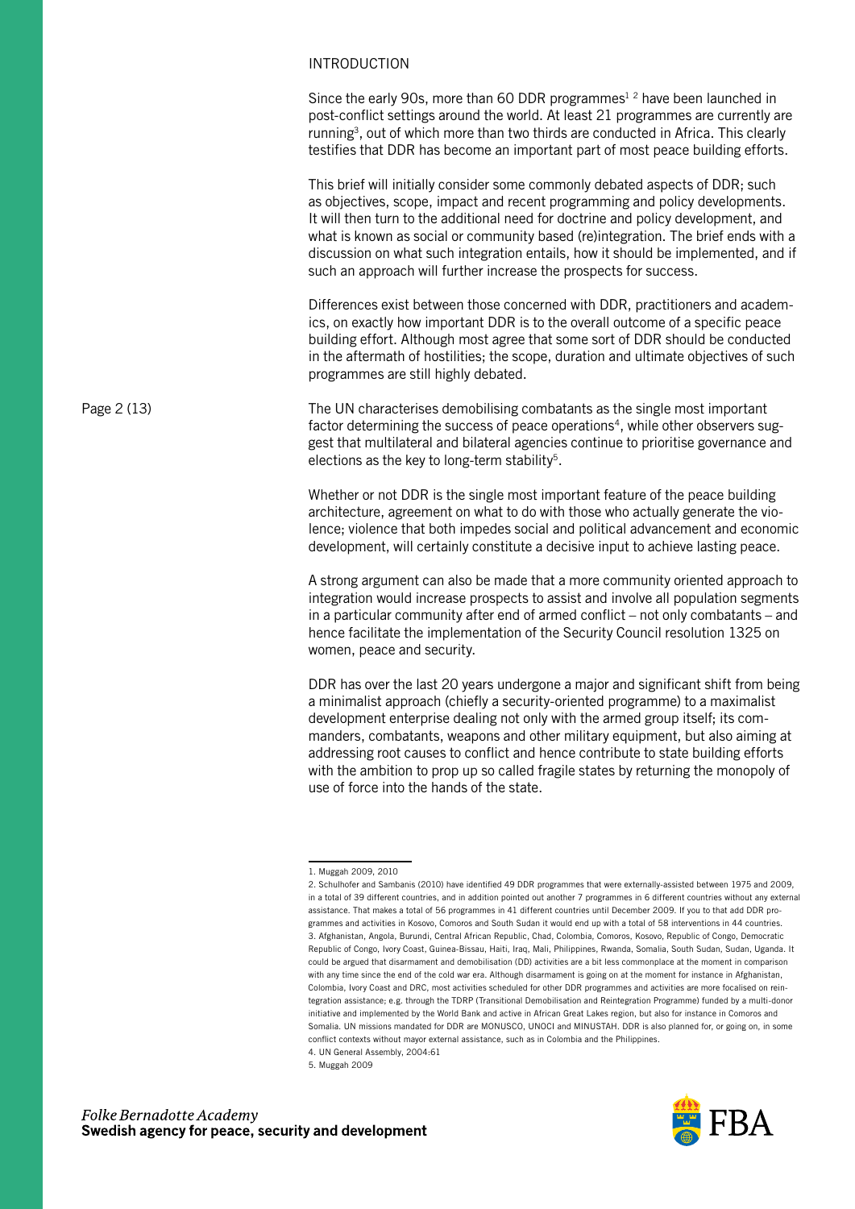## INTRODUCTION

Since the early 90s, more than 60 DDR programmes[1] [2] have been launched in post-conflict settings around the world. At least 21 programmes are currently are running[3], out of which more than two thirds are conducted in Africa. This clearly testifies that DDR has become an important part of most peace building efforts.

This brief will initially consider some commonly debated aspects of DDR; such as objectives, scope, impact and recent programming and policy developments. It will then turn to the additional need for doctrine and policy development, and what is known as social or community based (re)integration. The brief ends with a discussion on what such integration entails, how it should be implemented, and if such an approach will further increase the prospects for success.

Differences exist between those concerned with DDR, practitioners and academics, on exactly how important DDR is to the overall outcome of a specific peace building effort. Although most agree that some sort of DDR should be conducted in the aftermath of hostilities; the scope, duration and ultimate objectives of such programmes are still highly debated.

The UN characterises demobilising combatants as the single most important factor determining the success of peace operations[4], while other observers suggest that multilateral and bilateral agencies continue to prioritise governance and elections as the key to long-term stability[5].

Whether or not DDR is the single most important feature of the peace building architecture, agreement on what to do with those who actually generate the violence; violence that both impedes social and political advancement and economic development, will certainly constitute a decisive input to achieve lasting peace.

A strong argument can also be made that a more community oriented approach to integration would increase prospects to assist and involve all population segments in a particular community after end of armed conflict – not only combatants – and hence facilitate the implementation of the Security Council resolution 1325 on women, peace and security.

DDR has over the last 20 years undergone a major and significant shift from being a minimalist approach (chiefly a security-oriented programme) to a maximalist development enterprise dealing not only with the armed group itself; its commanders, combatants, weapons and other military equipment, but also aiming at addressing root causes to conflict and hence contribute to state building efforts with the ambition to prop up so called fragile states by returning the monopoly of use of force into the hands of the state.

---

1. Muggah 2009, 2010
2. Schulhofer and Sambanis (2010) have identified 49 DDR programmes that were externally-assisted between 1975 and 2009, in a total of 39 different countries, and in addition pointed out another 7 programmes in 6 different countries without any external assistance. That makes a total of 56 programmes in 41 different countries until December 2009. If you to that add DDR programmes and activities in Kosovo, Comoros and South Sudan it would end up with a total of 58 interventions in 44 countries.
3. Afghanistan, Angola, Burundi, Central African Republic, Chad, Colombia, Comoros, Kosovo, Republic of Congo, Democratic Republic of Congo, Ivory Coast, Guinea-Bissau, Haiti, Iraq, Mali, Philippines, Rwanda, Somalia, South Sudan, Sudan, Uganda. It could be argued that disarmament and demobilisation (DD) activities are a bit less commonplace at the moment in comparison with any time since the end of the cold war era. Although disarmament is going on at the moment for instance in Afghanistan, Colombia, Ivory Coast and DRC, most activities scheduled for other DDR programmes and activities are more focalised on reintegration assistance; e.g. through the TDRP (Transitional Demobilisation and Reintegration Programme) funded by a multi-donor initiative and implemented by the World Bank and active in African Great Lakes region, but also for instance in Comoros and Somalia. UN missions mandated for DDR are MONUSCO, UNOCI and MINUSTAH. DDR is also planned for, or going on, in some conflict contexts without mayor external assistance, such as in Colombia and the Philippines.
4. UN General Assembly, 2004:61
5. Muggah 2009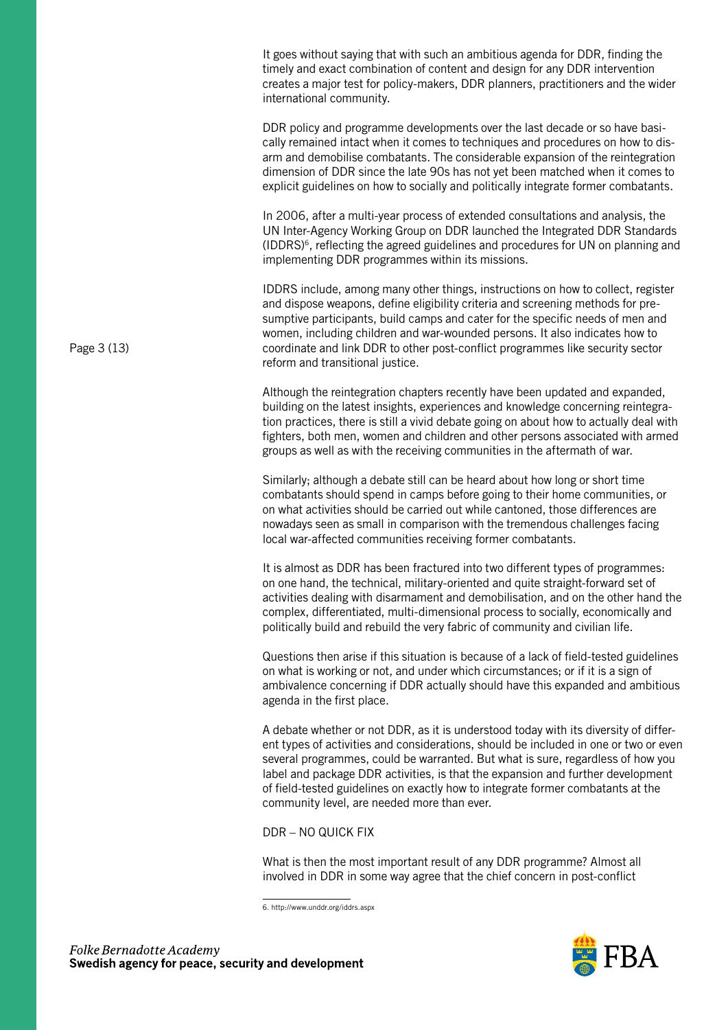It goes without saying that with such an ambitious agenda for DDR, finding the timely and exact combination of content and design for any DDR intervention creates a major test for policy-makers, DDR planners, practitioners and the wider international community.

DDR policy and programme developments over the last decade or so have basically remained intact when it comes to techniques and procedures on how to disarm and demobilise combatants. The considerable expansion of the reintegration dimension of DDR since the late 90s has not yet been matched when it comes to explicit guidelines on how to socially and politically integrate former combatants.

In 2006, after a multi-year process of extended consultations and analysis, the UN Inter-Agency Working Group on DDR launched the Integrated DDR Standards (IDDRS)[6], reflecting the agreed guidelines and procedures for UN on planning and implementing DDR programmes within its missions.

IDDRS include, among many other things, instructions on how to collect, register and dispose weapons, define eligibility criteria and screening methods for presumptive participants, build camps and cater for the specific needs of men and women, including children and war-wounded persons. It also indicates how to coordinate and link DDR to other post-conflict programmes like security sector reform and transitional justice.

Although the reintegration chapters recently have been updated and expanded, building on the latest insights, experiences and knowledge concerning reintegration practices, there is still a vivid debate going on about how to actually deal with fighters, both men, women and children and other persons associated with armed groups as well as with the receiving communities in the aftermath of war.

Similarly; although a debate still can be heard about how long or short time combatants should spend in camps before going to their home communities, or on what activities should be carried out while cantoned, those differences are nowadays seen as small in comparison with the tremendous challenges facing local war-affected communities receiving former combatants.

It is almost as DDR has been fractured into two different types of programmes: on one hand, the technical, military-oriented and quite straight-forward set of activities dealing with disarmament and demobilisation, and on the other hand the complex, differentiated, multi-dimensional process to socially, economically and politically build and rebuild the very fabric of community and civilian life.

Questions then arise if this situation is because of a lack of field-tested guidelines on what is working or not, and under which circumstances; or if it is a sign of ambivalence concerning if DDR actually should have this expanded and ambitious agenda in the first place.

A debate whether or not DDR, as it is understood today with its diversity of different types of activities and considerations, should be included in one or two or even several programmes, could be warranted. But what is sure, regardless of how you label and package DDR activities, is that the expansion and further development of field-tested guidelines on exactly how to integrate former combatants at the community level, are needed more than ever.

## DDR – NO QUICK FIX

What is then the most important result of any DDR programme? Almost all involved in DDR in some way agree that the chief concern in post-conflict

6. http://www.unddr.org/iddrs.aspx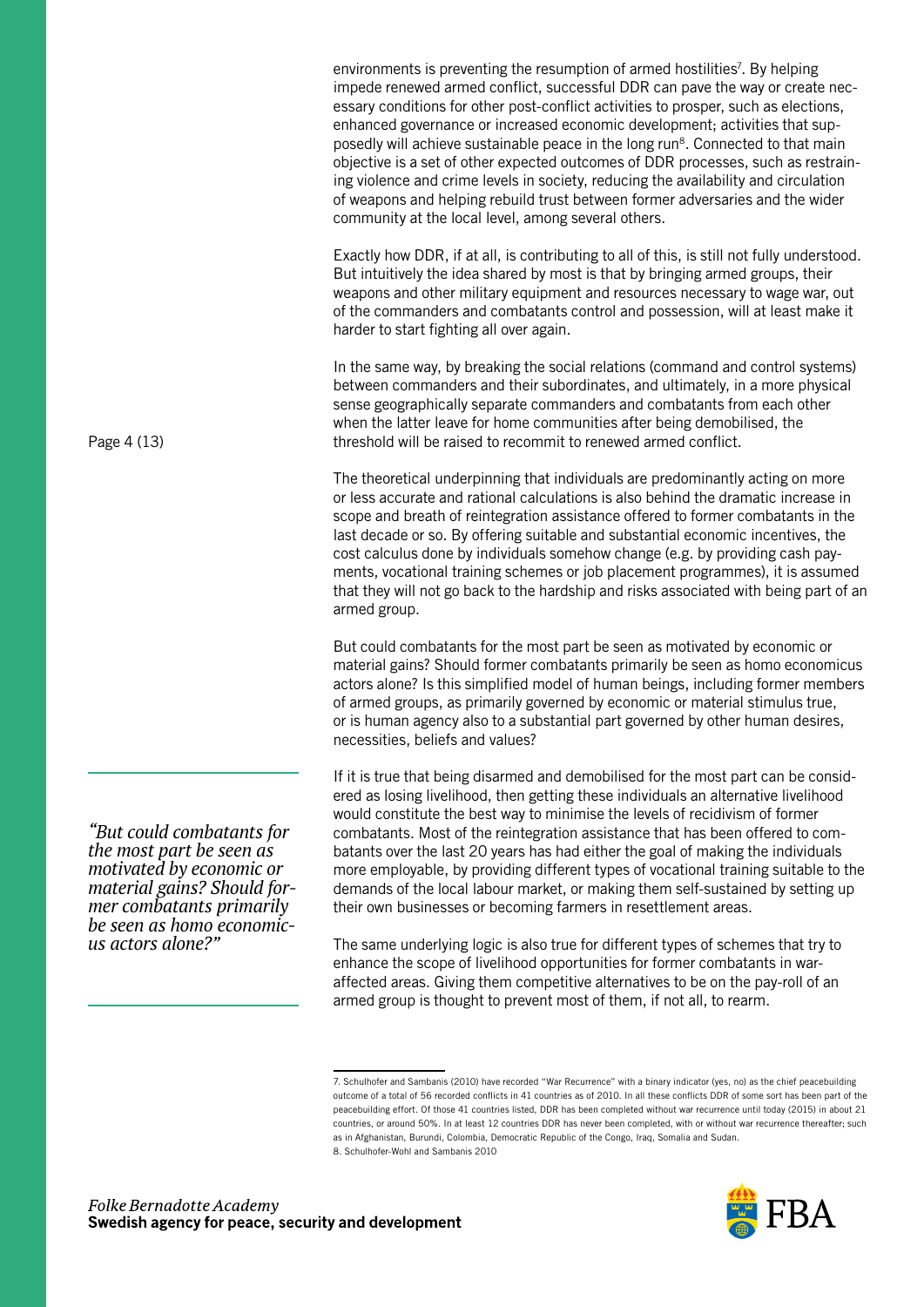environments is preventing the resumption of armed hostilities[7]. By helping impede renewed armed conflict, successful DDR can pave the way or create necessary conditions for other post-conflict activities to prosper, such as elections, enhanced governance or increased economic development; activities that supposedly will achieve sustainable peace in the long run[8]. Connected to that main objective is a set of other expected outcomes of DDR processes, such as restraining violence and crime levels in society, reducing the availability and circulation of weapons and helping rebuild trust between former adversaries and the wider community at the local level, among several others.

Exactly how DDR, if at all, is contributing to all of this, is still not fully understood. But intuitively the idea shared by most is that by bringing armed groups, their weapons and other military equipment and resources necessary to wage war, out of the commanders and combatants control and possession, will at least make it harder to start fighting all over again.

In the same way, by breaking the social relations (command and control systems) between commanders and their subordinates, and ultimately, in a more physical sense geographically separate commanders and combatants from each other when the latter leave for home communities after being demobilised, the threshold will be raised to recommit to renewed armed conflict.

The theoretical underpinning that individuals are predominantly acting on more or less accurate and rational calculations is also behind the dramatic increase in scope and breath of reintegration assistance offered to former combatants in the last decade or so. By offering suitable and substantial economic incentives, the cost calculus done by individuals somehow change (e.g. by providing cash payments, vocational training schemes or job placement programmes), it is assumed that they will not go back to the hardship and risks associated with being part of an armed group.

But could combatants for the most part be seen as motivated by economic or material gains? Should former combatants primarily be seen as homo economicus actors alone? Is this simplified model of human beings, including former members of armed groups, as primarily governed by economic or material stimulus true, or is human agency also to a substantial part governed by other human desires, necessities, beliefs and values?

*"But could combatants for the most part be seen as motivated by economic or material gains? Should former combatants primarily be seen as homo economicus actors alone?"*

If it is true that being disarmed and demobilised for the most part can be considered as losing livelihood, then getting these individuals an alternative livelihood would constitute the best way to minimise the levels of recidivism of former combatants. Most of the reintegration assistance that has been offered to combatants over the last 20 years has had either the goal of making the individuals more employable, by providing different types of vocational training suitable to the demands of the local labour market, or making them self-sustained by setting up their own businesses or becoming farmers in resettlement areas.

The same underlying logic is also true for different types of schemes that try to enhance the scope of livelihood opportunities for former combatants in war-affected areas. Giving them competitive alternatives to be on the pay-roll of an armed group is thought to prevent most of them, if not all, to rearm.

---

7. Schulhofer and Sambanis (2010) have recorded "War Recurrence" with a binary indicator (yes, no) as the chief peacebuilding outcome of a total of 56 recorded conflicts in 41 countries as of 2010. In all these conflicts DDR of some sort has been part of the peacebuilding effort. Of those 41 countries listed, DDR has been completed without war recurrence until today (2015) in about 21 countries, or around 50%. In at least 12 countries DDR has never been completed, with or without war recurrence thereafter; such as in Afghanistan, Burundi, Colombia, Democratic Republic of the Congo, Iraq, Somalia and Sudan.

8. Schulhofer-Wohl and Sambanis 2010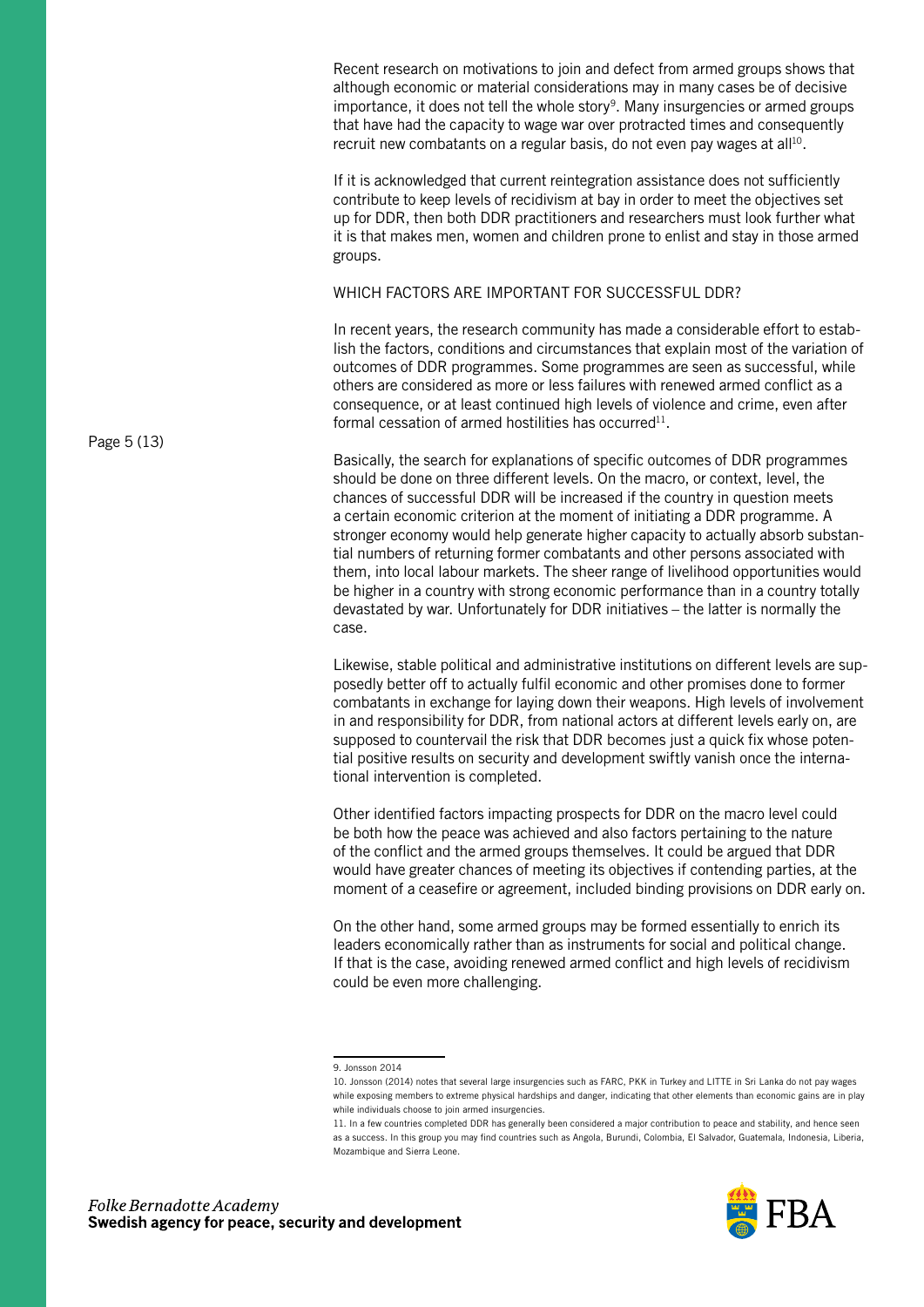Recent research on motivations to join and defect from armed groups shows that although economic or material considerations may in many cases be of decisive importance, it does not tell the whole story[9]. Many insurgencies or armed groups that have had the capacity to wage war over protracted times and consequently recruit new combatants on a regular basis, do not even pay wages at all[10].

If it is acknowledged that current reintegration assistance does not sufficiently contribute to keep levels of recidivism at bay in order to meet the objectives set up for DDR, then both DDR practitioners and researchers must look further what it is that makes men, women and children prone to enlist and stay in those armed groups.

## WHICH FACTORS ARE IMPORTANT FOR SUCCESSFUL DDR?

In recent years, the research community has made a considerable effort to establish the factors, conditions and circumstances that explain most of the variation of outcomes of DDR programmes. Some programmes are seen as successful, while others are considered as more or less failures with renewed armed conflict as a consequence, or at least continued high levels of violence and crime, even after formal cessation of armed hostilities has occurred[11].

Basically, the search for explanations of specific outcomes of DDR programmes should be done on three different levels. On the macro, or context, level, the chances of successful DDR will be increased if the country in question meets a certain economic criterion at the moment of initiating a DDR programme. A stronger economy would help generate higher capacity to actually absorb substantial numbers of returning former combatants and other persons associated with them, into local labour markets. The sheer range of livelihood opportunities would be higher in a country with strong economic performance than in a country totally devastated by war. Unfortunately for DDR initiatives – the latter is normally the case.

Likewise, stable political and administrative institutions on different levels are supposedly better off to actually fulfil economic and other promises done to former combatants in exchange for laying down their weapons. High levels of involvement in and responsibility for DDR, from national actors at different levels early on, are supposed to countervail the risk that DDR becomes just a quick fix whose potential positive results on security and development swiftly vanish once the international intervention is completed.

Other identified factors impacting prospects for DDR on the macro level could be both how the peace was achieved and also factors pertaining to the nature of the conflict and the armed groups themselves. It could be argued that DDR would have greater chances of meeting its objectives if contending parties, at the moment of a ceasefire or agreement, included binding provisions on DDR early on.

On the other hand, some armed groups may be formed essentially to enrich its leaders economically rather than as instruments for social and political change. If that is the case, avoiding renewed armed conflict and high levels of recidivism could be even more challenging.

---

9. Jonsson 2014

10. Jonsson (2014) notes that several large insurgencies such as FARC, PKK in Turkey and LITTE in Sri Lanka do not pay wages while exposing members to extreme physical hardships and danger, indicating that other elements than economic gains are in play while individuals choose to join armed insurgencies.

11. In a few countries completed DDR has generally been considered a major contribution to peace and stability, and hence seen as a success. In this group you may find countries such as Angola, Burundi, Colombia, El Salvador, Guatemala, Indonesia, Liberia, Mozambique and Sierra Leone.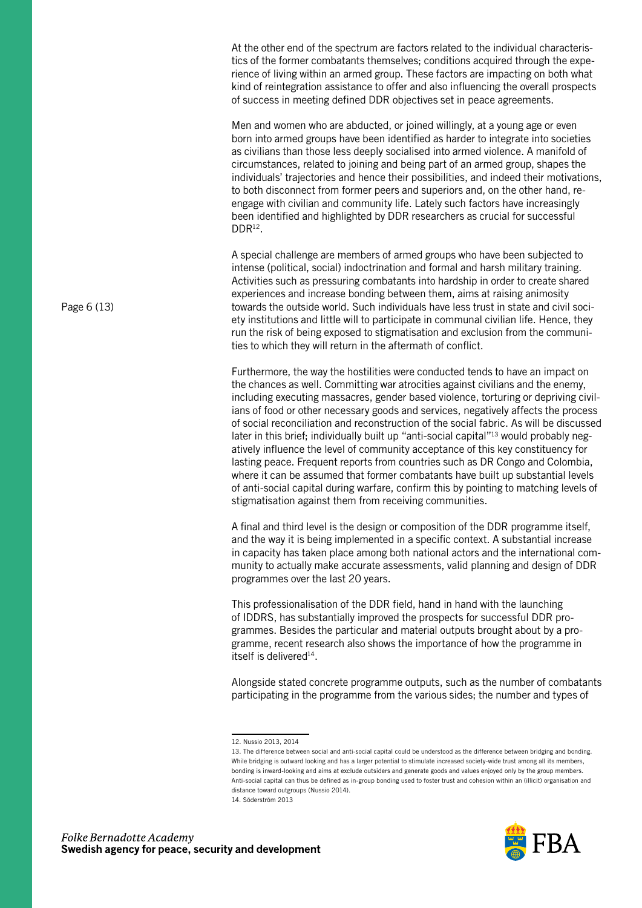At the other end of the spectrum are factors related to the individual characteristics of the former combatants themselves; conditions acquired through the experience of living within an armed group. These factors are impacting on both what kind of reintegration assistance to offer and also influencing the overall prospects of success in meeting defined DDR objectives set in peace agreements.

Men and women who are abducted, or joined willingly, at a young age or even born into armed groups have been identified as harder to integrate into societies as civilians than those less deeply socialised into armed violence. A manifold of circumstances, related to joining and being part of an armed group, shapes the individuals' trajectories and hence their possibilities, and indeed their motivations, to both disconnect from former peers and superiors and, on the other hand, re-engage with civilian and community life. Lately such factors have increasingly been identified and highlighted by DDR researchers as crucial for successful DDR[12].

A special challenge are members of armed groups who have been subjected to intense (political, social) indoctrination and formal and harsh military training. Activities such as pressuring combatants into hardship in order to create shared experiences and increase bonding between them, aims at raising animosity towards the outside world. Such individuals have less trust in state and civil society institutions and little will to participate in communal civilian life. Hence, they run the risk of being exposed to stigmatisation and exclusion from the communities to which they will return in the aftermath of conflict.

Furthermore, the way the hostilities were conducted tends to have an impact on the chances as well. Committing war atrocities against civilians and the enemy, including executing massacres, gender based violence, torturing or depriving civilians of food or other necessary goods and services, negatively affects the process of social reconciliation and reconstruction of the social fabric. As will be discussed later in this brief; individually built up "anti-social capital"[13] would probably negatively influence the level of community acceptance of this key constituency for lasting peace. Frequent reports from countries such as DR Congo and Colombia, where it can be assumed that former combatants have built up substantial levels of anti-social capital during warfare, confirm this by pointing to matching levels of stigmatisation against them from receiving communities.

A final and third level is the design or composition of the DDR programme itself, and the way it is being implemented in a specific context. A substantial increase in capacity has taken place among both national actors and the international community to actually make accurate assessments, valid planning and design of DDR programmes over the last 20 years.

This professionalisation of the DDR field, hand in hand with the launching of IDDRS, has substantially improved the prospects for successful DDR programmes. Besides the particular and material outputs brought about by a programme, recent research also shows the importance of how the programme in itself is delivered[14].

Alongside stated concrete programme outputs, such as the number of combatants participating in the programme from the various sides; the number and types of

---

12. Nussio 2013, 2014

13. The difference between social and anti-social capital could be understood as the difference between bridging and bonding. While bridging is outward looking and has a larger potential to stimulate increased society-wide trust among all its members, bonding is inward-looking and aims at exclude outsiders and generate goods and values enjoyed only by the group members. Anti-social capital can thus be defined as in-group bonding used to foster trust and cohesion within an (illicit) organisation and distance toward outgroups (Nussio 2014).

14. Söderström 2013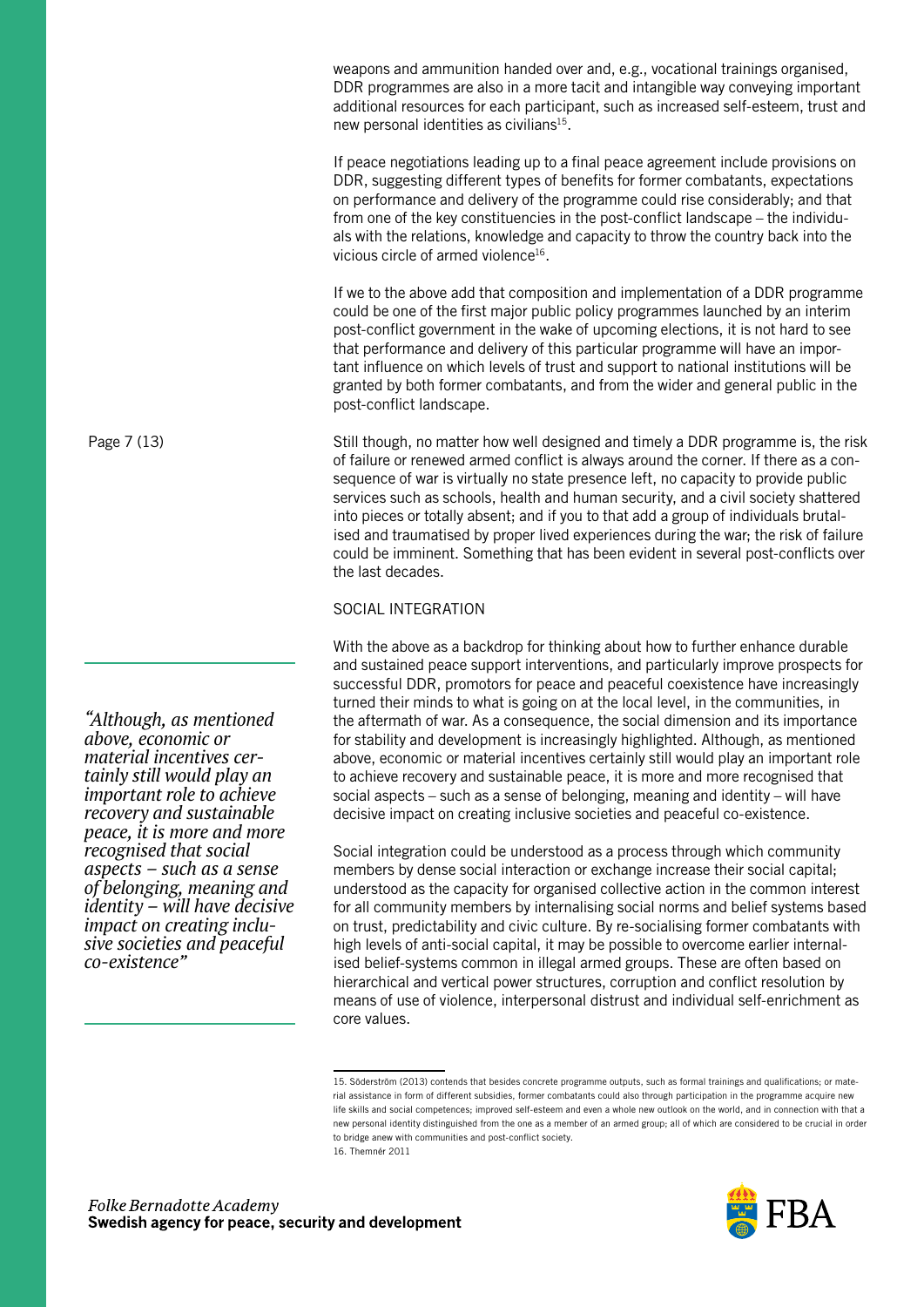weapons and ammunition handed over and, e.g., vocational trainings organised, DDR programmes are also in a more tacit and intangible way conveying important additional resources for each participant, such as increased self-esteem, trust and new personal identities as civilians[15].

If peace negotiations leading up to a final peace agreement include provisions on DDR, suggesting different types of benefits for former combatants, expectations on performance and delivery of the programme could rise considerably; and that from one of the key constituencies in the post-conflict landscape – the individuals with the relations, knowledge and capacity to throw the country back into the vicious circle of armed violence[16].

If we to the above add that composition and implementation of a DDR programme could be one of the first major public policy programmes launched by an interim post-conflict government in the wake of upcoming elections, it is not hard to see that performance and delivery of this particular programme will have an important influence on which levels of trust and support to national institutions will be granted by both former combatants, and from the wider and general public in the post-conflict landscape.

Still though, no matter how well designed and timely a DDR programme is, the risk of failure or renewed armed conflict is always around the corner. If there as a consequence of war is virtually no state presence left, no capacity to provide public services such as schools, health and human security, and a civil society shattered into pieces or totally absent; and if you to that add a group of individuals brutalised and traumatised by proper lived experiences during the war; the risk of failure could be imminent. Something that has been evident in several post-conflicts over the last decades.

## SOCIAL INTEGRATION

With the above as a backdrop for thinking about how to further enhance durable and sustained peace support interventions, and particularly improve prospects for successful DDR, promotors for peace and peaceful coexistence have increasingly turned their minds to what is going on at the local level, in the communities, in the aftermath of war. As a consequence, the social dimension and its importance for stability and development is increasingly highlighted. Although, as mentioned above, economic or material incentives certainly still would play an important role to achieve recovery and sustainable peace, it is more and more recognised that social aspects – such as a sense of belonging, meaning and identity – will have decisive impact on creating inclusive societies and peaceful co-existence.

> *"Although, as mentioned above, economic or material incentives certainly still would play an important role to achieve recovery and sustainable peace, it is more and more recognised that social aspects – such as a sense of belonging, meaning and identity – will have decisive impact on creating inclusive societies and peaceful co-existence"*

Social integration could be understood as a process through which community members by dense social interaction or exchange increase their social capital; understood as the capacity for organised collective action in the common interest for all community members by internalising social norms and belief systems based on trust, predictability and civic culture. By re-socialising former combatants with high levels of anti-social capital, it may be possible to overcome earlier internalised belief-systems common in illegal armed groups. These are often based on hierarchical and vertical power structures, corruption and conflict resolution by means of use of violence, interpersonal distrust and individual self-enrichment as core values.

---

15. Söderström (2013) contends that besides concrete programme outputs, such as formal trainings and qualifications; or material assistance in form of different subsidies, former combatants could also through participation in the programme acquire new life skills and social competences; improved self-esteem and even a whole new outlook on the world, and in connection with that a new personal identity distinguished from the one as a member of an armed group; all of which are considered to be crucial in order to bridge anew with communities and post-conflict society.

16. Themnér 2011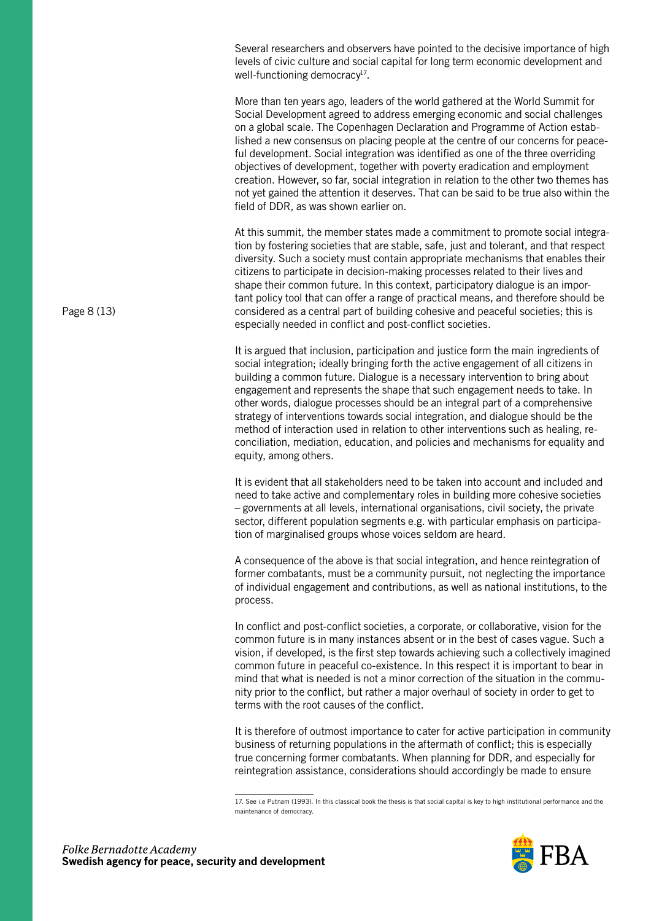Several researchers and observers have pointed to the decisive importance of high levels of civic culture and social capital for long term economic development and well-functioning democracy[17].

More than ten years ago, leaders of the world gathered at the World Summit for Social Development agreed to address emerging economic and social challenges on a global scale. The Copenhagen Declaration and Programme of Action established a new consensus on placing people at the centre of our concerns for peaceful development. Social integration was identified as one of the three overriding objectives of development, together with poverty eradication and employment creation. However, so far, social integration in relation to the other two themes has not yet gained the attention it deserves. That can be said to be true also within the field of DDR, as was shown earlier on.

At this summit, the member states made a commitment to promote social integration by fostering societies that are stable, safe, just and tolerant, and that respect diversity. Such a society must contain appropriate mechanisms that enables their citizens to participate in decision-making processes related to their lives and shape their common future. In this context, participatory dialogue is an important policy tool that can offer a range of practical means, and therefore should be considered as a central part of building cohesive and peaceful societies; this is especially needed in conflict and post-conflict societies.

It is argued that inclusion, participation and justice form the main ingredients of social integration; ideally bringing forth the active engagement of all citizens in building a common future. Dialogue is a necessary intervention to bring about engagement and represents the shape that such engagement needs to take. In other words, dialogue processes should be an integral part of a comprehensive strategy of interventions towards social integration, and dialogue should be the method of interaction used in relation to other interventions such as healing, reconciliation, mediation, education, and policies and mechanisms for equality and equity, among others.

It is evident that all stakeholders need to be taken into account and included and need to take active and complementary roles in building more cohesive societies – governments at all levels, international organisations, civil society, the private sector, different population segments e.g. with particular emphasis on participation of marginalised groups whose voices seldom are heard.

A consequence of the above is that social integration, and hence reintegration of former combatants, must be a community pursuit, not neglecting the importance of individual engagement and contributions, as well as national institutions, to the process.

In conflict and post-conflict societies, a corporate, or collaborative, vision for the common future is in many instances absent or in the best of cases vague. Such a vision, if developed, is the first step towards achieving such a collectively imagined common future in peaceful co-existence. In this respect it is important to bear in mind that what is needed is not a minor correction of the situation in the community prior to the conflict, but rather a major overhaul of society in order to get to terms with the root causes of the conflict.

It is therefore of outmost importance to cater for active participation in community business of returning populations in the aftermath of conflict; this is especially true concerning former combatants. When planning for DDR, and especially for reintegration assistance, considerations should accordingly be made to ensure

17. See i.e Putnam (1993). In this classical book the thesis is that social capital is key to high institutional performance and the maintenance of democracy.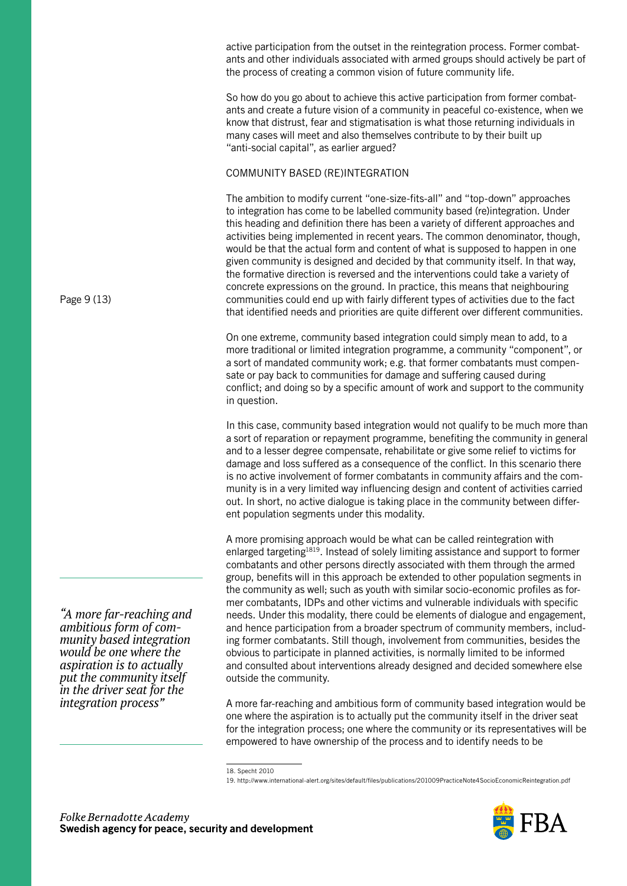active participation from the outset in the reintegration process. Former combatants and other individuals associated with armed groups should actively be part of the process of creating a common vision of future community life.

So how do you go about to achieve this active participation from former combatants and create a future vision of a community in peaceful co-existence, when we know that distrust, fear and stigmatisation is what those returning individuals in many cases will meet and also themselves contribute to by their built up "anti-social capital", as earlier argued?

### COMMUNITY BASED (RE)INTEGRATION

The ambition to modify current "one-size-fits-all" and "top-down" approaches to integration has come to be labelled community based (re)integration. Under this heading and definition there has been a variety of different approaches and activities being implemented in recent years. The common denominator, though, would be that the actual form and content of what is supposed to happen in one given community is designed and decided by that community itself. In that way, the formative direction is reversed and the interventions could take a variety of concrete expressions on the ground. In practice, this means that neighbouring communities could end up with fairly different types of activities due to the fact that identified needs and priorities are quite different over different communities.

On one extreme, community based integration could simply mean to add, to a more traditional or limited integration programme, a community "component", or a sort of mandated community work; e.g. that former combatants must compensate or pay back to communities for damage and suffering caused during conflict; and doing so by a specific amount of work and support to the community in question.

In this case, community based integration would not qualify to be much more than a sort of reparation or repayment programme, benefiting the community in general and to a lesser degree compensate, rehabilitate or give some relief to victims for damage and loss suffered as a consequence of the conflict. In this scenario there is no active involvement of former combatants in community affairs and the community is in a very limited way influencing design and content of activities carried out. In short, no active dialogue is taking place in the community between different population segments under this modality.

A more promising approach would be what can be called reintegration with enlarged targeting[18][19]. Instead of solely limiting assistance and support to former combatants and other persons directly associated with them through the armed group, benefits will in this approach be extended to other population segments in the community as well; such as youth with similar socio-economic profiles as former combatants, IDPs and other victims and vulnerable individuals with specific needs. Under this modality, there could be elements of dialogue and engagement, and hence participation from a broader spectrum of community members, including former combatants. Still though, involvement from communities, besides the obvious to participate in planned activities, is normally limited to be informed and consulted about interventions already designed and decided somewhere else outside the community.

*"A more far-reaching and ambitious form of community based integration would be one where the aspiration is to actually put the community itself in the driver seat for the integration process"*

A more far-reaching and ambitious form of community based integration would be one where the aspiration is to actually put the community itself in the driver seat for the integration process; one where the community or its representatives will be empowered to have ownership of the process and to identify needs to be

18. Specht 2010

19. http://www.international-alert.org/sites/default/files/publications/201009PracticeNote4SocioEconomicReintegration.pdf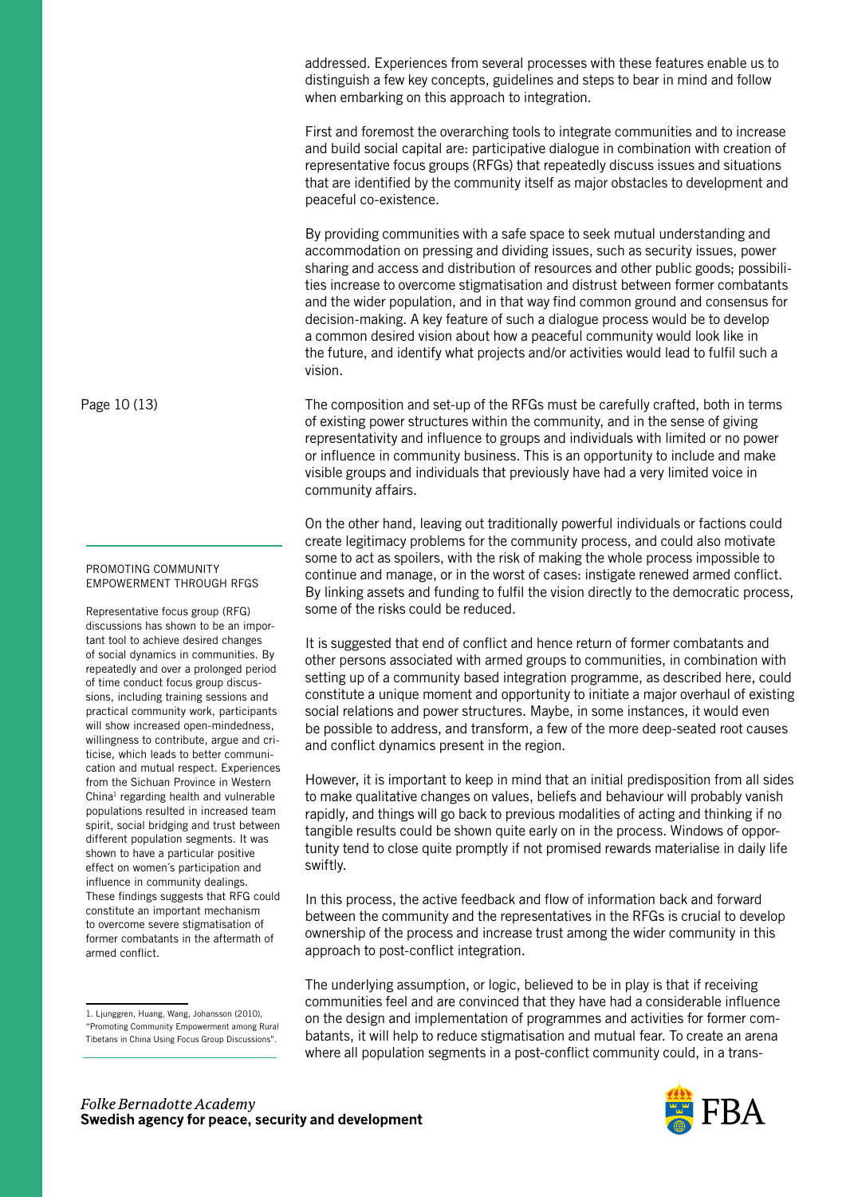addressed. Experiences from several processes with these features enable us to distinguish a few key concepts, guidelines and steps to bear in mind and follow when embarking on this approach to integration.

First and foremost the overarching tools to integrate communities and to increase and build social capital are: participative dialogue in combination with creation of representative focus groups (RFGs) that repeatedly discuss issues and situations that are identified by the community itself as major obstacles to development and peaceful co-existence.

By providing communities with a safe space to seek mutual understanding and accommodation on pressing and dividing issues, such as security issues, power sharing and access and distribution of resources and other public goods; possibilities increase to overcome stigmatisation and distrust between former combatants and the wider population, and in that way find common ground and consensus for decision-making. A key feature of such a dialogue process would be to develop a common desired vision about how a peaceful community would look like in the future, and identify what projects and/or activities would lead to fulfil such a vision.

The composition and set-up of the RFGs must be carefully crafted, both in terms of existing power structures within the community, and in the sense of giving representativity and influence to groups and individuals with limited or no power or influence in community business. This is an opportunity to include and make visible groups and individuals that previously have had a very limited voice in community affairs.

On the other hand, leaving out traditionally powerful individuals or factions could create legitimacy problems for the community process, and could also motivate some to act as spoilers, with the risk of making the whole process impossible to continue and manage, or in the worst of cases: instigate renewed armed conflict. By linking assets and funding to fulfil the vision directly to the democratic process, some of the risks could be reduced.

It is suggested that end of conflict and hence return of former combatants and other persons associated with armed groups to communities, in combination with setting up of a community based integration programme, as described here, could constitute a unique moment and opportunity to initiate a major overhaul of existing social relations and power structures. Maybe, in some instances, it would even be possible to address, and transform, a few of the more deep-seated root causes and conflict dynamics present in the region.

However, it is important to keep in mind that an initial predisposition from all sides to make qualitative changes on values, beliefs and behaviour will probably vanish rapidly, and things will go back to previous modalities of acting and thinking if no tangible results could be shown quite early on in the process. Windows of opportunity tend to close quite promptly if not promised rewards materialise in daily life swiftly.

In this process, the active feedback and flow of information back and forward between the community and the representatives in the RFGs is crucial to develop ownership of the process and increase trust among the wider community in this approach to post-conflict integration.

The underlying assumption, or logic, believed to be in play is that if receiving communities feel and are convinced that they have had a considerable influence on the design and implementation of programmes and activities for former combatants, it will help to reduce stigmatisation and mutual fear. To create an arena where all population segments in a post-conflict community could, in a trans-

---

#### PROMOTING COMMUNITY EMPOWERMENT THROUGH RFGS

Representative focus group (RFG) discussions has shown to be an important tool to achieve desired changes of social dynamics in communities. By repeatedly and over a prolonged period of time conduct focus group discussions, including training sessions and practical community work, participants will show increased open-mindedness, willingness to contribute, argue and criticise, which leads to better communication and mutual respect. Experiences from the Sichuan Province in Western China[1] regarding health and vulnerable populations resulted in increased team spirit, social bridging and trust between different population segments. It was shown to have a particular positive effect on women´s participation and influence in community dealings. These findings suggests that RFG could constitute an important mechanism to overcome severe stigmatisation of former combatants in the aftermath of armed conflict.

1. Ljunggren, Huang, Wang, Johansson (2010), "Promoting Community Empowerment among Rural Tibetans in China Using Focus Group Discussions".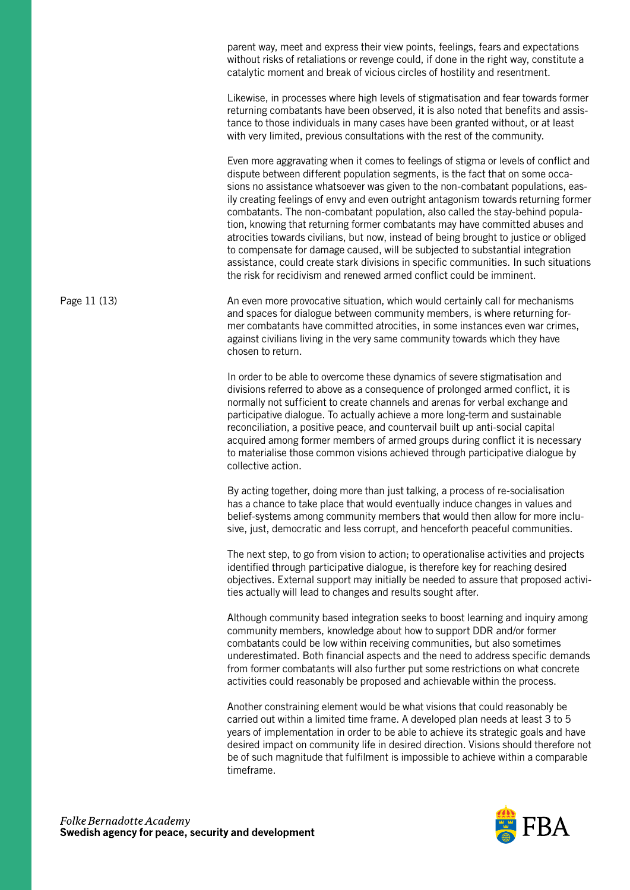parent way, meet and express their view points, feelings, fears and expectations without risks of retaliations or revenge could, if done in the right way, constitute a catalytic moment and break of vicious circles of hostility and resentment.

Likewise, in processes where high levels of stigmatisation and fear towards former returning combatants have been observed, it is also noted that benefits and assistance to those individuals in many cases have been granted without, or at least with very limited, previous consultations with the rest of the community.

Even more aggravating when it comes to feelings of stigma or levels of conflict and dispute between different population segments, is the fact that on some occasions no assistance whatsoever was given to the non-combatant populations, easily creating feelings of envy and even outright antagonism towards returning former combatants. The non-combatant population, also called the stay-behind population, knowing that returning former combatants may have committed abuses and atrocities towards civilians, but now, instead of being brought to justice or obliged to compensate for damage caused, will be subjected to substantial integration assistance, could create stark divisions in specific communities. In such situations the risk for recidivism and renewed armed conflict could be imminent.

An even more provocative situation, which would certainly call for mechanisms and spaces for dialogue between community members, is where returning former combatants have committed atrocities, in some instances even war crimes, against civilians living in the very same community towards which they have chosen to return.

In order to be able to overcome these dynamics of severe stigmatisation and divisions referred to above as a consequence of prolonged armed conflict, it is normally not sufficient to create channels and arenas for verbal exchange and participative dialogue. To actually achieve a more long-term and sustainable reconciliation, a positive peace, and countervail built up anti-social capital acquired among former members of armed groups during conflict it is necessary to materialise those common visions achieved through participative dialogue by collective action.

By acting together, doing more than just talking, a process of re-socialisation has a chance to take place that would eventually induce changes in values and belief-systems among community members that would then allow for more inclusive, just, democratic and less corrupt, and henceforth peaceful communities.

The next step, to go from vision to action; to operationalise activities and projects identified through participative dialogue, is therefore key for reaching desired objectives. External support may initially be needed to assure that proposed activities actually will lead to changes and results sought after.

Although community based integration seeks to boost learning and inquiry among community members, knowledge about how to support DDR and/or former combatants could be low within receiving communities, but also sometimes underestimated. Both financial aspects and the need to address specific demands from former combatants will also further put some restrictions on what concrete activities could reasonably be proposed and achievable within the process.

Another constraining element would be what visions that could reasonably be carried out within a limited time frame. A developed plan needs at least 3 to 5 years of implementation in order to be able to achieve its strategic goals and have desired impact on community life in desired direction. Visions should therefore not be of such magnitude that fulfilment is impossible to achieve within a comparable timeframe.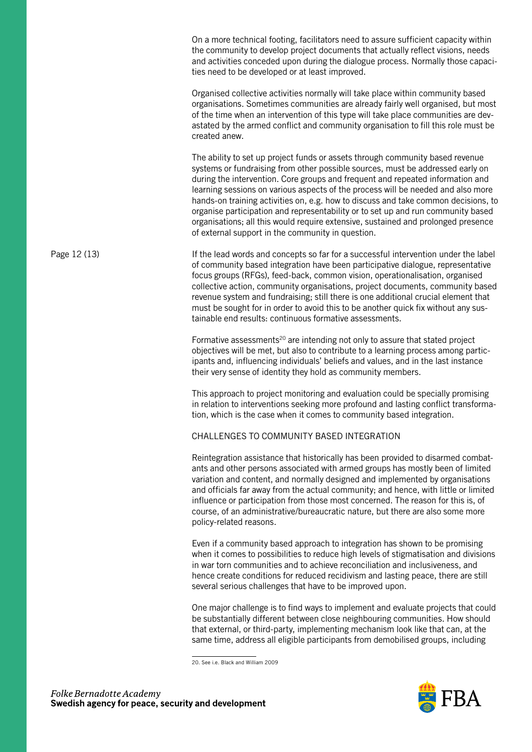On a more technical footing, facilitators need to assure sufficient capacity within the community to develop project documents that actually reflect visions, needs and activities conceded upon during the dialogue process. Normally those capacities need to be developed or at least improved.

Organised collective activities normally will take place within community based organisations. Sometimes communities are already fairly well organised, but most of the time when an intervention of this type will take place communities are devastated by the armed conflict and community organisation to fill this role must be created anew.

The ability to set up project funds or assets through community based revenue systems or fundraising from other possible sources, must be addressed early on during the intervention. Core groups and frequent and repeated information and learning sessions on various aspects of the process will be needed and also more hands-on training activities on, e.g. how to discuss and take common decisions, to organise participation and representability or to set up and run community based organisations; all this would require extensive, sustained and prolonged presence of external support in the community in question.

If the lead words and concepts so far for a successful intervention under the label of community based integration have been participative dialogue, representative focus groups (RFGs), feed-back, common vision, operationalisation, organised collective action, community organisations, project documents, community based revenue system and fundraising; still there is one additional crucial element that must be sought for in order to avoid this to be another quick fix without any sustainable end results: continuous formative assessments.

Formative assessments[20] are intending not only to assure that stated project objectives will be met, but also to contribute to a learning process among participants and, influencing individuals' beliefs and values, and in the last instance their very sense of identity they hold as community members.

This approach to project monitoring and evaluation could be specially promising in relation to interventions seeking more profound and lasting conflict transformation, which is the case when it comes to community based integration.

## CHALLENGES TO COMMUNITY BASED INTEGRATION

Reintegration assistance that historically has been provided to disarmed combatants and other persons associated with armed groups has mostly been of limited variation and content, and normally designed and implemented by organisations and officials far away from the actual community; and hence, with little or limited influence or participation from those most concerned. The reason for this is, of course, of an administrative/bureaucratic nature, but there are also some more policy-related reasons.

Even if a community based approach to integration has shown to be promising when it comes to possibilities to reduce high levels of stigmatisation and divisions in war torn communities and to achieve reconciliation and inclusiveness, and hence create conditions for reduced recidivism and lasting peace, there are still several serious challenges that have to be improved upon.

One major challenge is to find ways to implement and evaluate projects that could be substantially different between close neighbouring communities. How should that external, or third-party, implementing mechanism look like that can, at the same time, address all eligible participants from demobilised groups, including

20. See i.e. Black and William 2009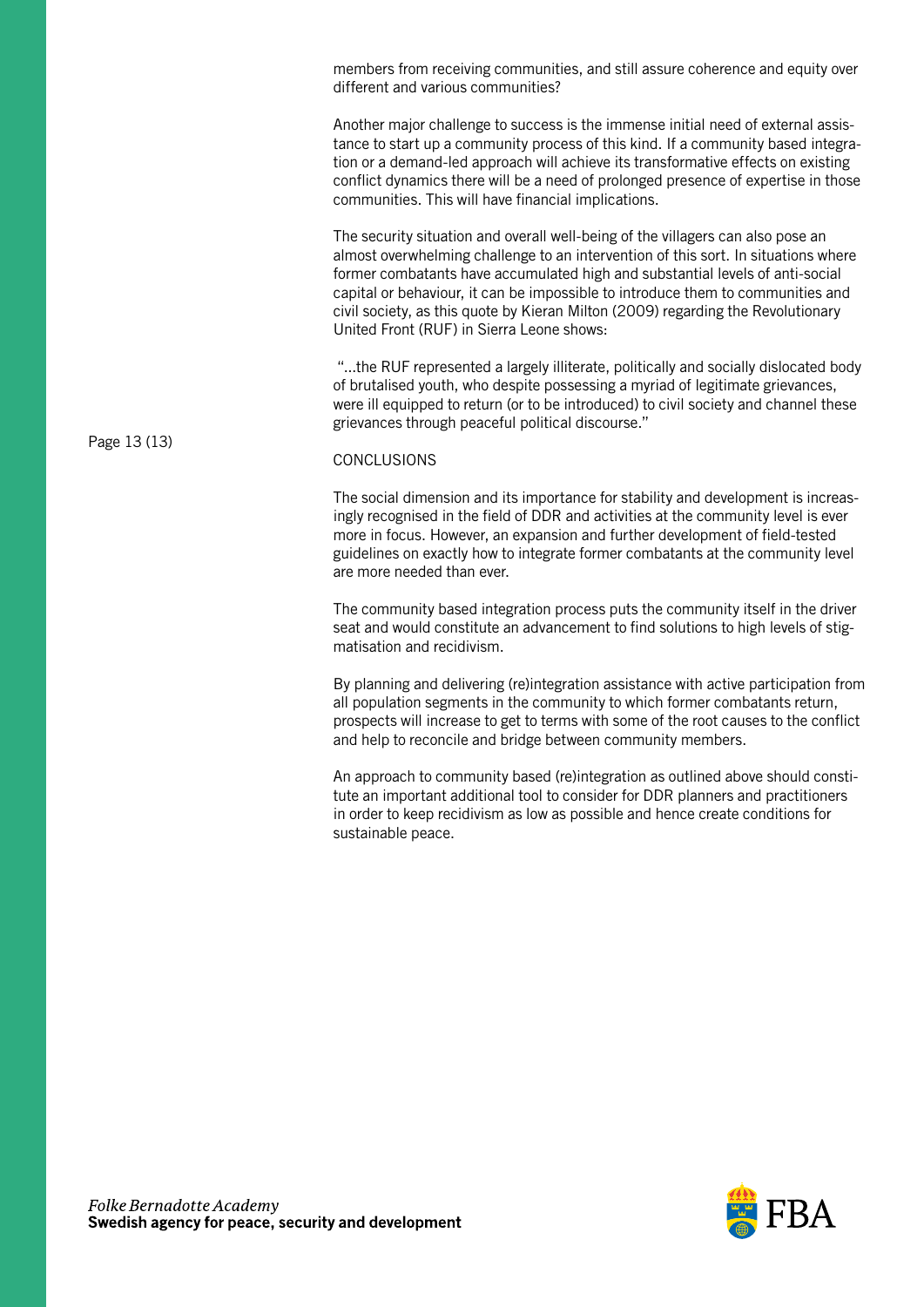members from receiving communities, and still assure coherence and equity over different and various communities?

Another major challenge to success is the immense initial need of external assistance to start up a community process of this kind. If a community based integration or a demand-led approach will achieve its transformative effects on existing conflict dynamics there will be a need of prolonged presence of expertise in those communities. This will have financial implications.

The security situation and overall well-being of the villagers can also pose an almost overwhelming challenge to an intervention of this sort. In situations where former combatants have accumulated high and substantial levels of anti-social capital or behaviour, it can be impossible to introduce them to communities and civil society, as this quote by Kieran Milton (2009) regarding the Revolutionary United Front (RUF) in Sierra Leone shows:

"...the RUF represented a largely illiterate, politically and socially dislocated body of brutalised youth, who despite possessing a myriad of legitimate grievances, were ill equipped to return (or to be introduced) to civil society and channel these grievances through peaceful political discourse."

## CONCLUSIONS

The social dimension and its importance for stability and development is increasingly recognised in the field of DDR and activities at the community level is ever more in focus. However, an expansion and further development of field-tested guidelines on exactly how to integrate former combatants at the community level are more needed than ever.

The community based integration process puts the community itself in the driver seat and would constitute an advancement to find solutions to high levels of stigmatisation and recidivism.

By planning and delivering (re)integration assistance with active participation from all population segments in the community to which former combatants return, prospects will increase to get to terms with some of the root causes to the conflict and help to reconcile and bridge between community members.

An approach to community based (re)integration as outlined above should constitute an important additional tool to consider for DDR planners and practitioners in order to keep recidivism as low as possible and hence create conditions for sustainable peace.